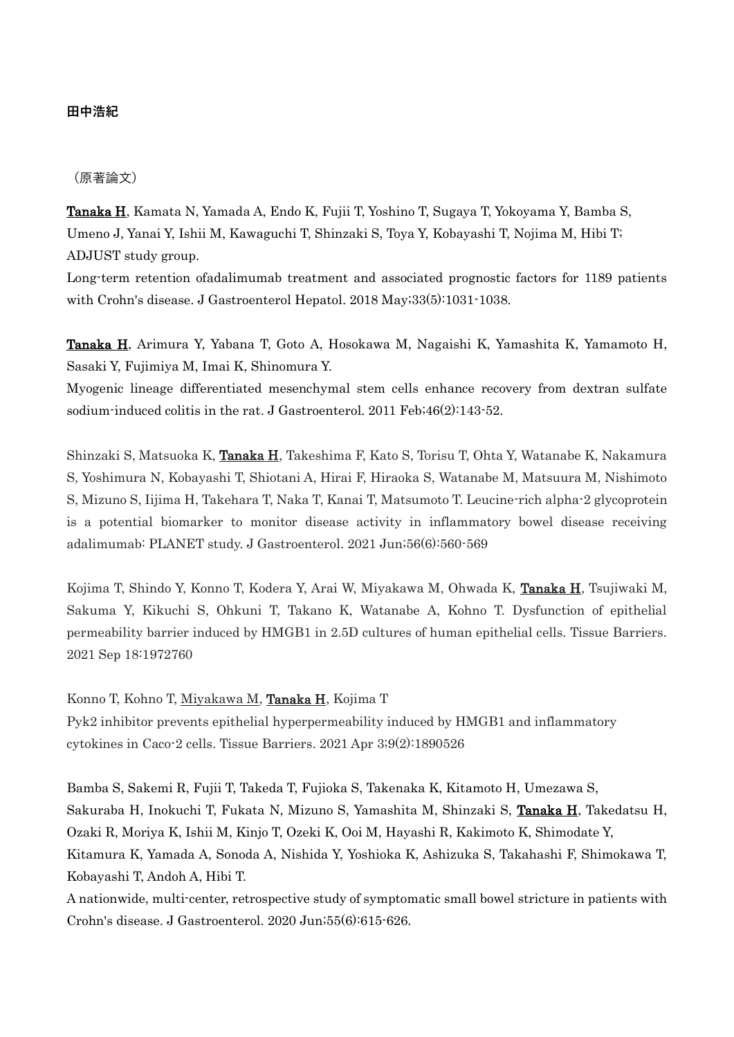**田中浩紀**

（原著論文）

**Tanaka H**, Kamata N, Yamada A, Endo K, Fujii T, Yoshino T, Sugaya T, Yokoyama Y, Bamba S, Umeno J, Yanai Y, Ishii M, Kawaguchi T, Shinzaki S, Toya Y, Kobayashi T, Nojima M, Hibi T; ADJUST study group.
Long-term retention ofadalimumab treatment and associated prognostic factors for 1189 patients with Crohn's disease. J Gastroenterol Hepatol. 2018 May;33(5):1031-1038.

**Tanaka H**, Arimura Y, Yabana T, Goto A, Hosokawa M, Nagaishi K, Yamashita K, Yamamoto H, Sasaki Y, Fujimiya M, Imai K, Shinomura Y.
Myogenic lineage differentiated mesenchymal stem cells enhance recovery from dextran sulfate sodium-induced colitis in the rat. J Gastroenterol. 2011 Feb;46(2):143-52.

Shinzaki S, Matsuoka K, **Tanaka H**, Takeshima F, Kato S, Torisu T, Ohta Y, Watanabe K, Nakamura S, Yoshimura N, Kobayashi T, Shiotani A, Hirai F, Hiraoka S, Watanabe M, Matsuura M, Nishimoto S, Mizuno S, Iijima H, Takehara T, Naka T, Kanai T, Matsumoto T. Leucine-rich alpha-2 glycoprotein is a potential biomarker to monitor disease activity in inflammatory bowel disease receiving adalimumab: PLANET study. J Gastroenterol. 2021 Jun;56(6):560-569

Kojima T, Shindo Y, Konno T, Kodera Y, Arai W, Miyakawa M, Ohwada K, **Tanaka H**, Tsujiwaki M, Sakuma Y, Kikuchi S, Ohkuni T, Takano K, Watanabe A, Kohno T. Dysfunction of epithelial permeability barrier induced by HMGB1 in 2.5D cultures of human epithelial cells. Tissue Barriers. 2021 Sep 18:1972760

Konno T, Kohno T, Miyakawa M, **Tanaka H**, Kojima T
Pyk2 inhibitor prevents epithelial hyperpermeability induced by HMGB1 and inflammatory cytokines in Caco-2 cells. Tissue Barriers. 2021 Apr 3;9(2):1890526

Bamba S, Sakemi R, Fujii T, Takeda T, Fujioka S, Takenaka K, Kitamoto H, Umezawa S, Sakuraba H, Inokuchi T, Fukata N, Mizuno S, Yamashita M, Shinzaki S, **Tanaka H**, Takedatsu H, Ozaki R, Moriya K, Ishii M, Kinjo T, Ozeki K, Ooi M, Hayashi R, Kakimoto K, Shimodate Y, Kitamura K, Yamada A, Sonoda A, Nishida Y, Yoshioka K, Ashizuka S, Takahashi F, Shimokawa T, Kobayashi T, Andoh A, Hibi T.
A nationwide, multi-center, retrospective study of symptomatic small bowel stricture in patients with Crohn's disease. J Gastroenterol. 2020 Jun;55(6):615-626.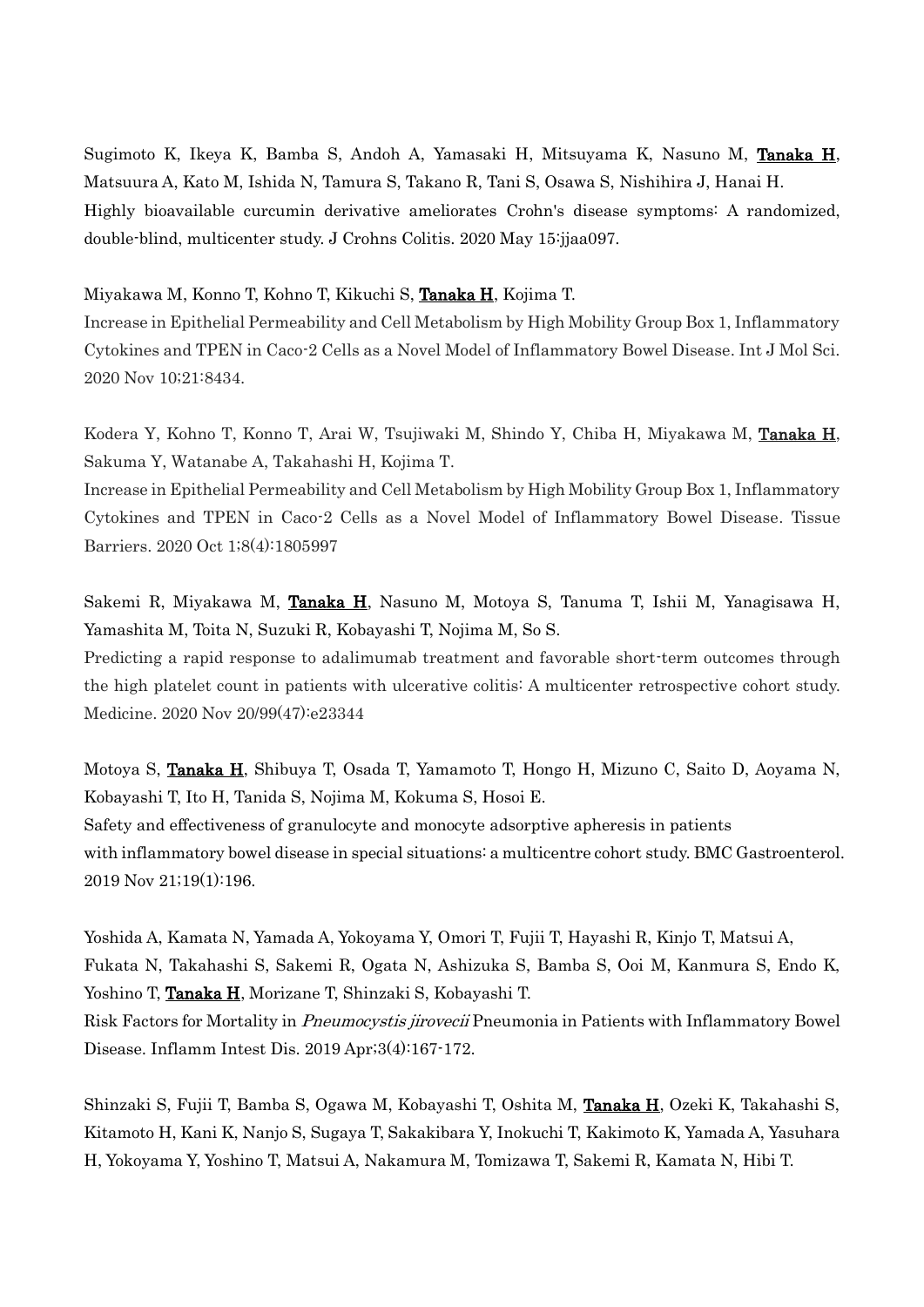Sugimoto K, Ikeya K, Bamba S, Andoh A, Yamasaki H, Mitsuyama K, Nasuno M, **Tanaka H**, Matsuura A, Kato M, Ishida N, Tamura S, Takano R, Tani S, Osawa S, Nishihira J, Hanai H.
Highly bioavailable curcumin derivative ameliorates Crohn's disease symptoms: A randomized, double-blind, multicenter study. J Crohns Colitis. 2020 May 15:jjaa097.

Miyakawa M, Konno T, Kohno T, Kikuchi S, **Tanaka H**, Kojima T.
Increase in Epithelial Permeability and Cell Metabolism by High Mobility Group Box 1, Inflammatory Cytokines and TPEN in Caco-2 Cells as a Novel Model of Inflammatory Bowel Disease. Int J Mol Sci. 2020 Nov 10;21:8434.

Kodera Y, Kohno T, Konno T, Arai W, Tsujiwaki M, Shindo Y, Chiba H, Miyakawa M, **Tanaka H**, Sakuma Y, Watanabe A, Takahashi H, Kojima T.
Increase in Epithelial Permeability and Cell Metabolism by High Mobility Group Box 1, Inflammatory Cytokines and TPEN in Caco-2 Cells as a Novel Model of Inflammatory Bowel Disease. Tissue Barriers. 2020 Oct 1;8(4):1805997

Sakemi R, Miyakawa M, **Tanaka H**, Nasuno M, Motoya S, Tanuma T, Ishii M, Yanagisawa H, Yamashita M, Toita N, Suzuki R, Kobayashi T, Nojima M, So S.
Predicting a rapid response to adalimumab treatment and favorable short-term outcomes through the high platelet count in patients with ulcerative colitis: A multicenter retrospective cohort study. Medicine. 2020 Nov 20/99(47);e23344

Motoya S, **Tanaka H**, Shibuya T, Osada T, Yamamoto T, Hongo H, Mizuno C, Saito D, Aoyama N, Kobayashi T, Ito H, Tanida S, Nojima M, Kokuma S, Hosoi E.
Safety and effectiveness of granulocyte and monocyte adsorptive apheresis in patients with inflammatory bowel disease in special situations: a multicentre cohort study. BMC Gastroenterol. 2019 Nov 21;19(1):196.

Yoshida A, Kamata N, Yamada A, Yokoyama Y, Omori T, Fujii T, Hayashi R, Kinjo T, Matsui A, Fukata N, Takahashi S, Sakemi R, Ogata N, Ashizuka S, Bamba S, Ooi M, Kanmura S, Endo K, Yoshino T, **Tanaka H**, Morizane T, Shinzaki S, Kobayashi T.
Risk Factors for Mortality in *Pneumocystis jirovecii* Pneumonia in Patients with Inflammatory Bowel Disease. Inflamm Intest Dis. 2019 Apr;3(4):167-172.

Shinzaki S, Fujii T, Bamba S, Ogawa M, Kobayashi T, Oshita M, **Tanaka H**, Ozeki K, Takahashi S, Kitamoto H, Kani K, Nanjo S, Sugaya T, Sakakibara Y, Inokuchi T, Kakimoto K, Yamada A, Yasuhara H, Yokoyama Y, Yoshino T, Matsui A, Nakamura M, Tomizawa T, Sakemi R, Kamata N, Hibi T.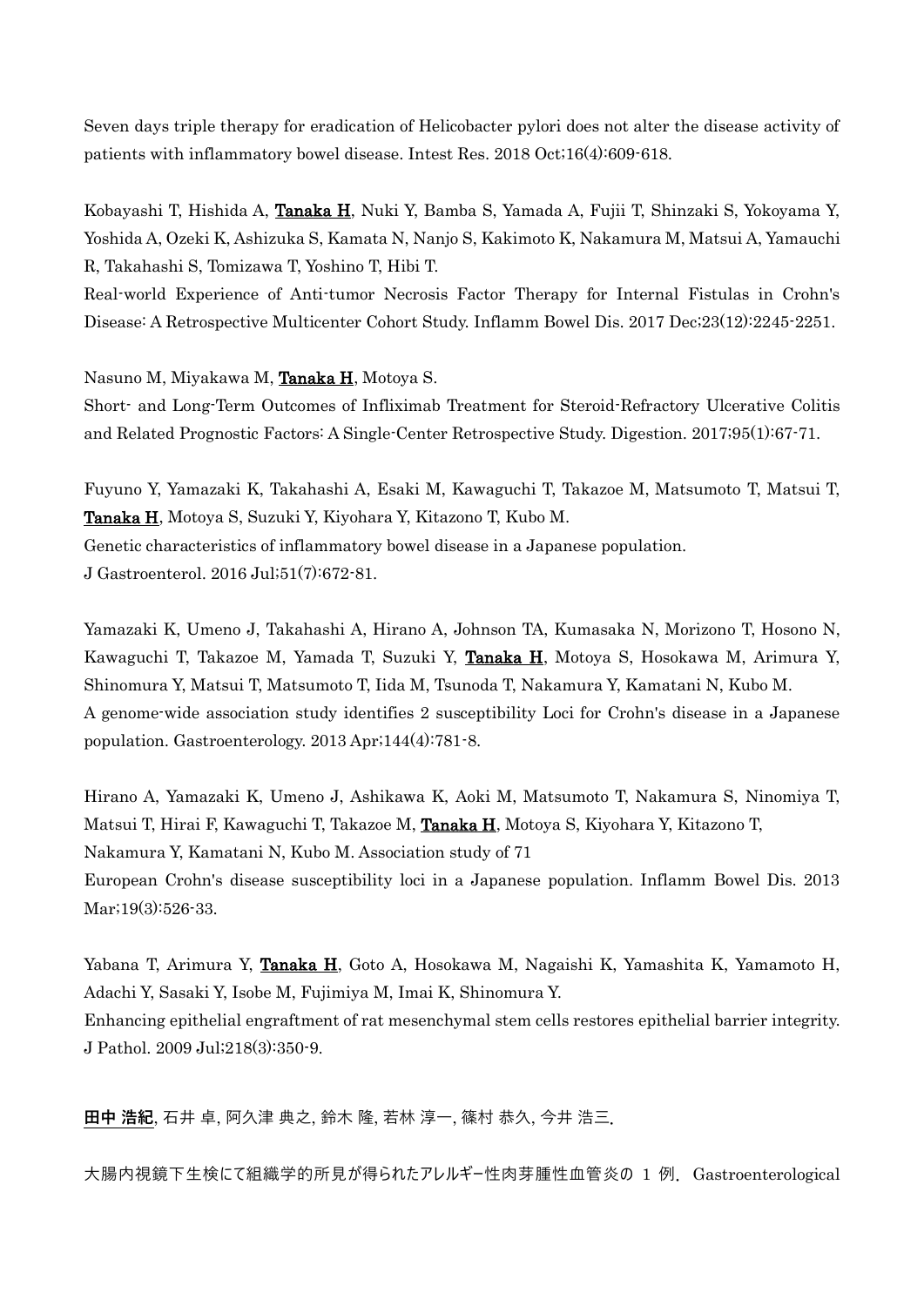Seven days triple therapy for eradication of Helicobacter pylori does not alter the disease activity of patients with inflammatory bowel disease. Intest Res. 2018 Oct;16(4):609-618.

Kobayashi T, Hishida A, **Tanaka H**, Nuki Y, Bamba S, Yamada A, Fujii T, Shinzaki S, Yokoyama Y, Yoshida A, Ozeki K, Ashizuka S, Kamata N, Nanjo S, Kakimoto K, Nakamura M, Matsui A, Yamauchi R, Takahashi S, Tomizawa T, Yoshino T, Hibi T.
Real-world Experience of Anti-tumor Necrosis Factor Therapy for Internal Fistulas in Crohn's Disease: A Retrospective Multicenter Cohort Study. Inflamm Bowel Dis. 2017 Dec;23(12):2245-2251.

Nasuno M, Miyakawa M, **Tanaka H**, Motoya S.
Short- and Long-Term Outcomes of Infliximab Treatment for Steroid-Refractory Ulcerative Colitis and Related Prognostic Factors: A Single-Center Retrospective Study. Digestion. 2017;95(1):67-71.

Fuyuno Y, Yamazaki K, Takahashi A, Esaki M, Kawaguchi T, Takazoe M, Matsumoto T, Matsui T, **Tanaka H**, Motoya S, Suzuki Y, Kiyohara Y, Kitazono T, Kubo M.
Genetic characteristics of inflammatory bowel disease in a Japanese population.
J Gastroenterol. 2016 Jul;51(7):672-81.

Yamazaki K, Umeno J, Takahashi A, Hirano A, Johnson TA, Kumasaka N, Morizono T, Hosono N, Kawaguchi T, Takazoe M, Yamada T, Suzuki Y, **Tanaka H**, Motoya S, Hosokawa M, Arimura Y, Shinomura Y, Matsui T, Matsumoto T, Iida M, Tsunoda T, Nakamura Y, Kamatani N, Kubo M.
A genome-wide association study identifies 2 susceptibility Loci for Crohn's disease in a Japanese population. Gastroenterology. 2013 Apr;144(4):781-8.

Hirano A, Yamazaki K, Umeno J, Ashikawa K, Aoki M, Matsumoto T, Nakamura S, Ninomiya T, Matsui T, Hirai F, Kawaguchi T, Takazoe M, **Tanaka H**, Motoya S, Kiyohara Y, Kitazono T, Nakamura Y, Kamatani N, Kubo M. Association study of 71
European Crohn's disease susceptibility loci in a Japanese population. Inflamm Bowel Dis. 2013 Mar;19(3):526-33.

Yabana T, Arimura Y, **Tanaka H**, Goto A, Hosokawa M, Nagaishi K, Yamashita K, Yamamoto H, Adachi Y, Sasaki Y, Isobe M, Fujimiya M, Imai K, Shinomura Y.
Enhancing epithelial engraftment of rat mesenchymal stem cells restores epithelial barrier integrity. J Pathol. 2009 Jul;218(3):350-9.

**田中 浩紀**, 石井 卓, 阿久津 典之, 鈴木 隆, 若林 淳一, 篠村 恭久, 今井 浩三.

大腸内視鏡下生検にて組織学的所見が得られたアレルギー性肉芽腫性血管炎の 1 例. Gastroenterological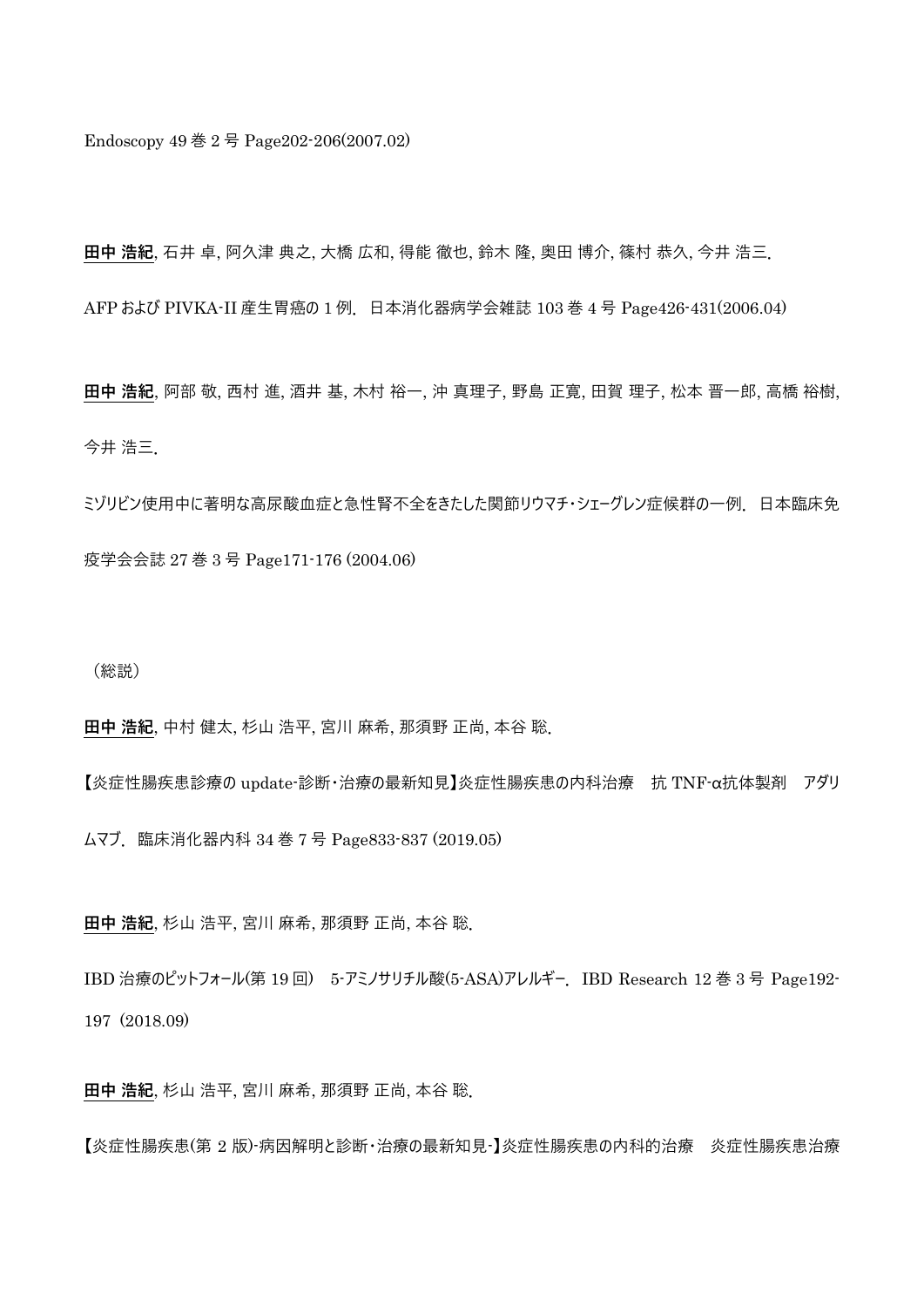Endoscopy 49 巻 2 号 Page202-206(2007.02)

**田中 浩紀**, 石井 卓, 阿久津 典之, 大橋 広和, 得能 徹也, 鈴木 隆, 奥田 博介, 篠村 恭久, 今井 浩三.

AFP および PIVKA-II 産生胃癌の 1 例. 日本消化器病学会雑誌 103 巻 4 号 Page426-431(2006.04)

**田中 浩紀**, 阿部 敬, 西村 進, 酒井 基, 木村 裕一, 沖 真理子, 野島 正寛, 田賀 理子, 松本 晋一郎, 高橋 裕樹, 今井 浩三.

ミゾリビン使用中に著明な高尿酸血症と急性腎不全をきたした関節リウマチ・シェーグレン症候群の一例. 日本臨床免疫学会会誌 27 巻 3 号 Page171-176 (2004.06)

（総説）

**田中 浩紀**, 中村 健太, 杉山 浩平, 宮川 麻希, 那須野 正尚, 本谷 聡.

【炎症性腸疾患診療の update-診断・治療の最新知見】炎症性腸疾患の内科治療　抗 TNF-α抗体製剤　アダリムマブ. 臨床消化器内科 34 巻 7 号 Page833-837 (2019.05)

**田中 浩紀**, 杉山 浩平, 宮川 麻希, 那須野 正尚, 本谷 聡.

IBD 治療のピットフォール(第 19 回)　5-アミノサリチル酸(5-ASA)アレルギー. IBD Research 12 巻 3 号 Page192-197 (2018.09)

**田中 浩紀**, 杉山 浩平, 宮川 麻希, 那須野 正尚, 本谷 聡.

【炎症性腸疾患(第 2 版)-病因解明と診断・治療の最新知見-】炎症性腸疾患の内科的治療　炎症性腸疾患治療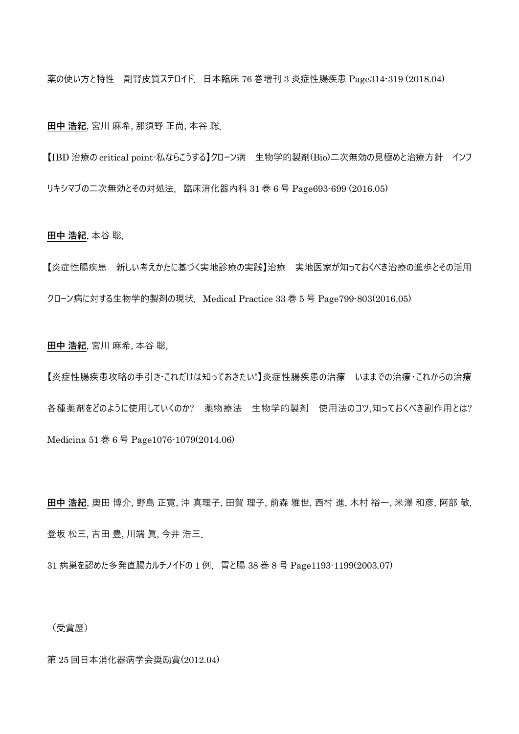薬の使い方と特性　副腎皮質ステロイド. 日本臨床 76 巻増刊 3 炎症性腸疾患 Page314-319 (2018.04)

**田中 浩紀**, 宮川 麻希, 那須野 正尚, 本谷 聡.

【IBD 治療の critical point-私ならこうする】クローン病　生物学的製剤(Bio)二次無効の見極めと治療方針　インフリキシマブの二次無効とその対処法. 臨床消化器内科 31 巻 6 号 Page693-699 (2016.05)

**田中 浩紀**, 本谷 聡.

【炎症性腸疾患　新しい考えかたに基づく実地診療の実践】治療　実地医家が知っておくべき治療の進歩とその活用　クローン病に対する生物学的製剤の現状. Medical Practice 33 巻 5 号 Page799-803(2016.05)

**田中 浩紀**, 宮川 麻希, 本谷 聡.

【炎症性腸疾患攻略の手引き-これだけは知っておきたい!】炎症性腸疾患の治療　いままでの治療・これからの治療　各種薬剤をどのように使用していくのか?　薬物療法　生物学的製剤　使用法のコツ,知っておくべき副作用とは? Medicina 51 巻 6 号 Page1076-1079(2014.06)

**田中 浩紀**, 奥田 博介, 野島 正寛, 沖 真理子, 田賀 理子, 前森 雅世, 西村 進, 木村 裕一, 米澤 和彦, 阿部 敬, 登坂 松三, 吉田 豊, 川端 眞, 今井 浩三.

31 病巣を認めた多発直腸カルチノイドの 1 例. 胃と腸 38 巻 8 号 Page1193-1199(2003.07)

（受賞歴）

第 25 回日本消化器病学会奨励賞(2012.04)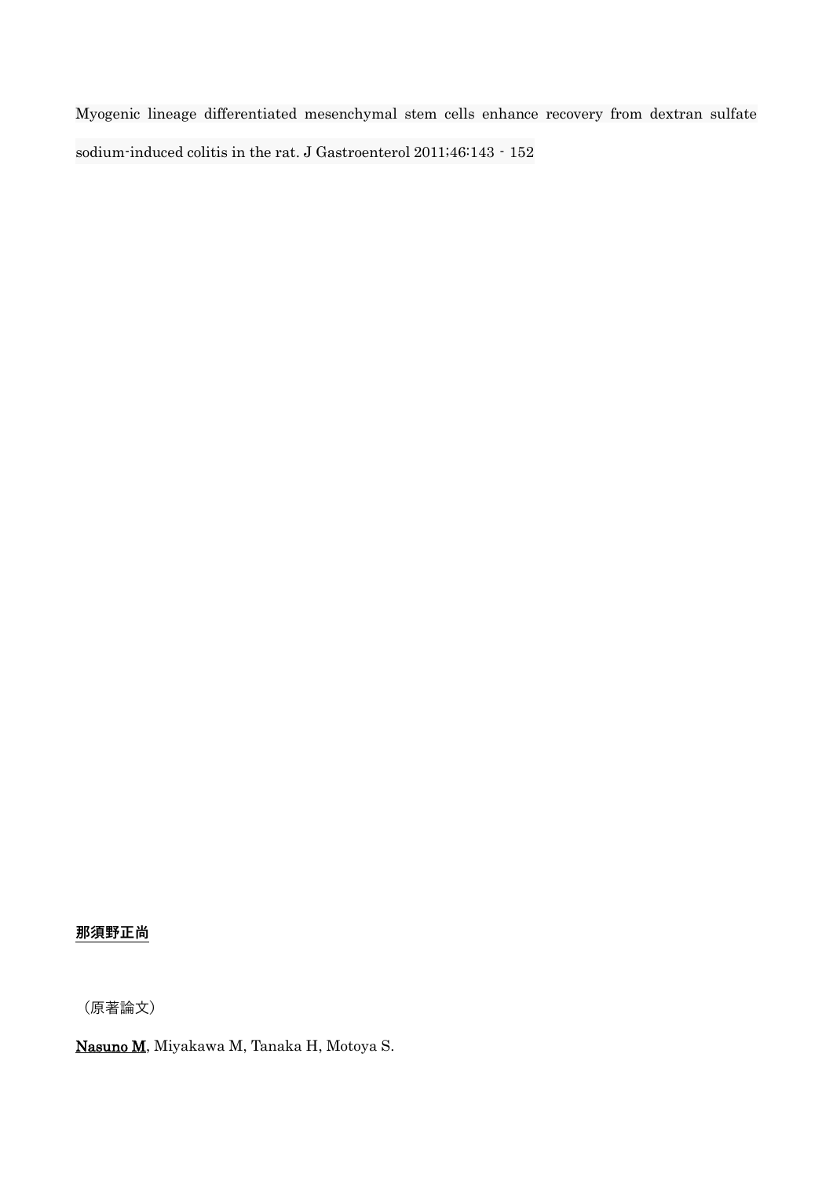Myogenic lineage differentiated mesenchymal stem cells enhance recovery from dextran sulfate sodium-induced colitis in the rat. J Gastroenterol 2011;46:143‐152

**<u>那須野正尚</u>**

（原著論文）

**<u>Nasuno M</u>**, Miyakawa M, Tanaka H, Motoya S.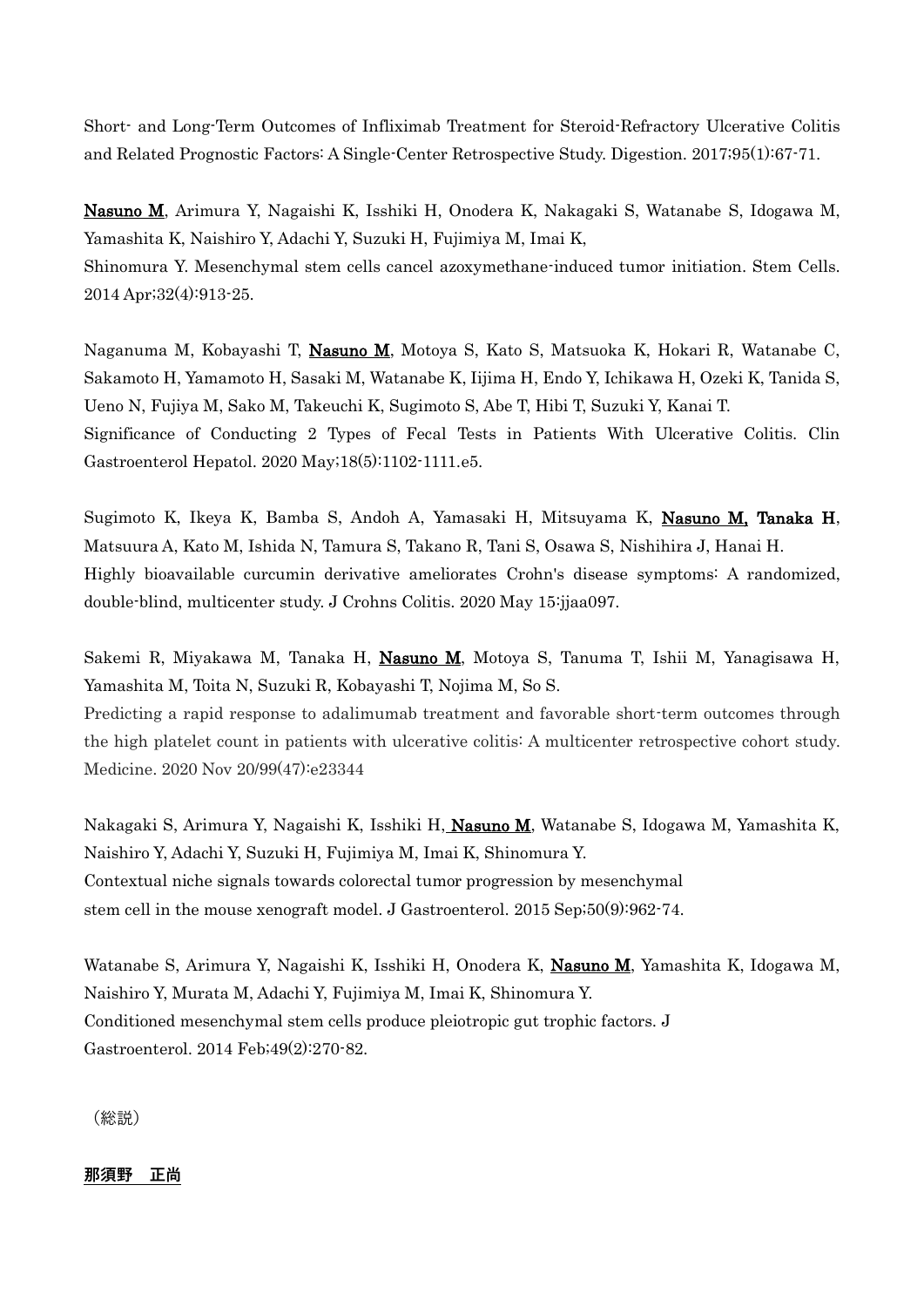Short- and Long-Term Outcomes of Infliximab Treatment for Steroid-Refractory Ulcerative Colitis and Related Prognostic Factors: A Single-Center Retrospective Study. Digestion. 2017;95(1):67-71.

**Nasuno M**, Arimura Y, Nagaishi K, Isshiki H, Onodera K, Nakagaki S, Watanabe S, Idogawa M, Yamashita K, Naishiro Y, Adachi Y, Suzuki H, Fujimiya M, Imai K,
Shinomura Y. Mesenchymal stem cells cancel azoxymethane-induced tumor initiation. Stem Cells. 2014 Apr;32(4):913-25.

Naganuma M, Kobayashi T, **Nasuno M**, Motoya S, Kato S, Matsuoka K, Hokari R, Watanabe C, Sakamoto H, Yamamoto H, Sasaki M, Watanabe K, Iijima H, Endo Y, Ichikawa H, Ozeki K, Tanida S, Ueno N, Fujiya M, Sako M, Takeuchi K, Sugimoto S, Abe T, Hibi T, Suzuki Y, Kanai T.
Significance of Conducting 2 Types of Fecal Tests in Patients With Ulcerative Colitis. Clin Gastroenterol Hepatol. 2020 May;18(5):1102-1111.e5.

Sugimoto K, Ikeya K, Bamba S, Andoh A, Yamasaki H, Mitsuyama K, **Nasuno M, Tanaka H**, Matsuura A, Kato M, Ishida N, Tamura S, Takano R, Tani S, Osawa S, Nishihira J, Hanai H.
Highly bioavailable curcumin derivative ameliorates Crohn's disease symptoms: A randomized, double-blind, multicenter study. J Crohns Colitis. 2020 May 15:jjaa097.

Sakemi R, Miyakawa M, Tanaka H, **Nasuno M**, Motoya S, Tanuma T, Ishii M, Yanagisawa H, Yamashita M, Toita N, Suzuki R, Kobayashi T, Nojima M, So S.
Predicting a rapid response to adalimumab treatment and favorable short-term outcomes through the high platelet count in patients with ulcerative colitis: A multicenter retrospective cohort study. Medicine. 2020 Nov 20/99(47):e23344

Nakagaki S, Arimura Y, Nagaishi K, Isshiki H, **Nasuno M**, Watanabe S, Idogawa M, Yamashita K, Naishiro Y, Adachi Y, Suzuki H, Fujimiya M, Imai K, Shinomura Y.
Contextual niche signals towards colorectal tumor progression by mesenchymal stem cell in the mouse xenograft model. J Gastroenterol. 2015 Sep;50(9):962-74.

Watanabe S, Arimura Y, Nagaishi K, Isshiki H, Onodera K, **Nasuno M**, Yamashita K, Idogawa M, Naishiro Y, Murata M, Adachi Y, Fujimiya M, Imai K, Shinomura Y.
Conditioned mesenchymal stem cells produce pleiotropic gut trophic factors. J Gastroenterol. 2014 Feb;49(2):270-82.

（総説）

**那須野　正尚**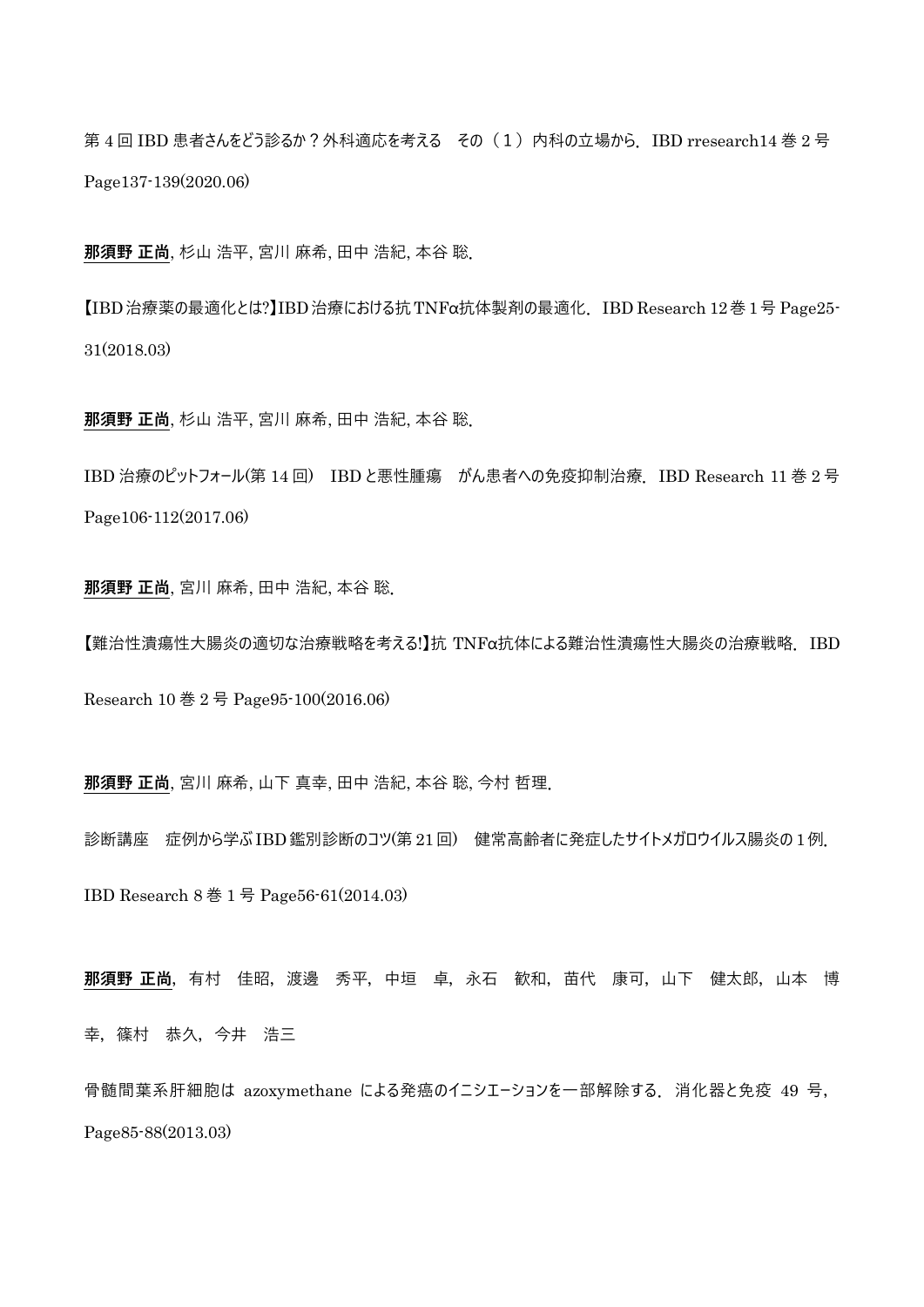第 4 回 IBD 患者さんをどう診るか？外科適応を考える　その（1）内科の立場から．IBD rresearch14 巻 2 号 Page137-139(2020.06)

**那須野 正尚**, 杉山 浩平, 宮川 麻希, 田中 浩紀, 本谷 聡.

【IBD 治療薬の最適化とは?】IBD 治療における抗 TNFα抗体製剤の最適化．IBD Research 12 巻 1 号 Page25-31(2018.03)

**那須野 正尚**, 杉山 浩平, 宮川 麻希, 田中 浩紀, 本谷 聡.

IBD 治療のピットフォール(第 14 回)　IBD と悪性腫瘍　がん患者への免疫抑制治療．IBD Research 11 巻 2 号 Page106-112(2017.06)

**那須野 正尚**, 宮川 麻希, 田中 浩紀, 本谷 聡.

【難治性潰瘍性大腸炎の適切な治療戦略を考える!】抗 TNFα抗体による難治性潰瘍性大腸炎の治療戦略．IBD Research 10 巻 2 号 Page95-100(2016.06)

**那須野 正尚**, 宮川 麻希, 山下 真幸, 田中 浩紀, 本谷 聡, 今村 哲理.

診断講座　症例から学ぶ IBD 鑑別診断のコツ(第 21 回)　健常高齢者に発症したサイトメガロウイルス腸炎の 1 例．IBD Research 8 巻 1 号 Page56-61(2014.03)

**那須野 正尚**，有村　佳昭，渡邊　秀平，中垣　卓，永石　歓和，苗代　康可，山下　健太郎，山本　博幸，篠村　恭久，今井　浩三

骨髄間葉系肝細胞は azoxymethane による発癌のイニシエーションを一部解除する．消化器と免疫 49 号，Page85-88(2013.03)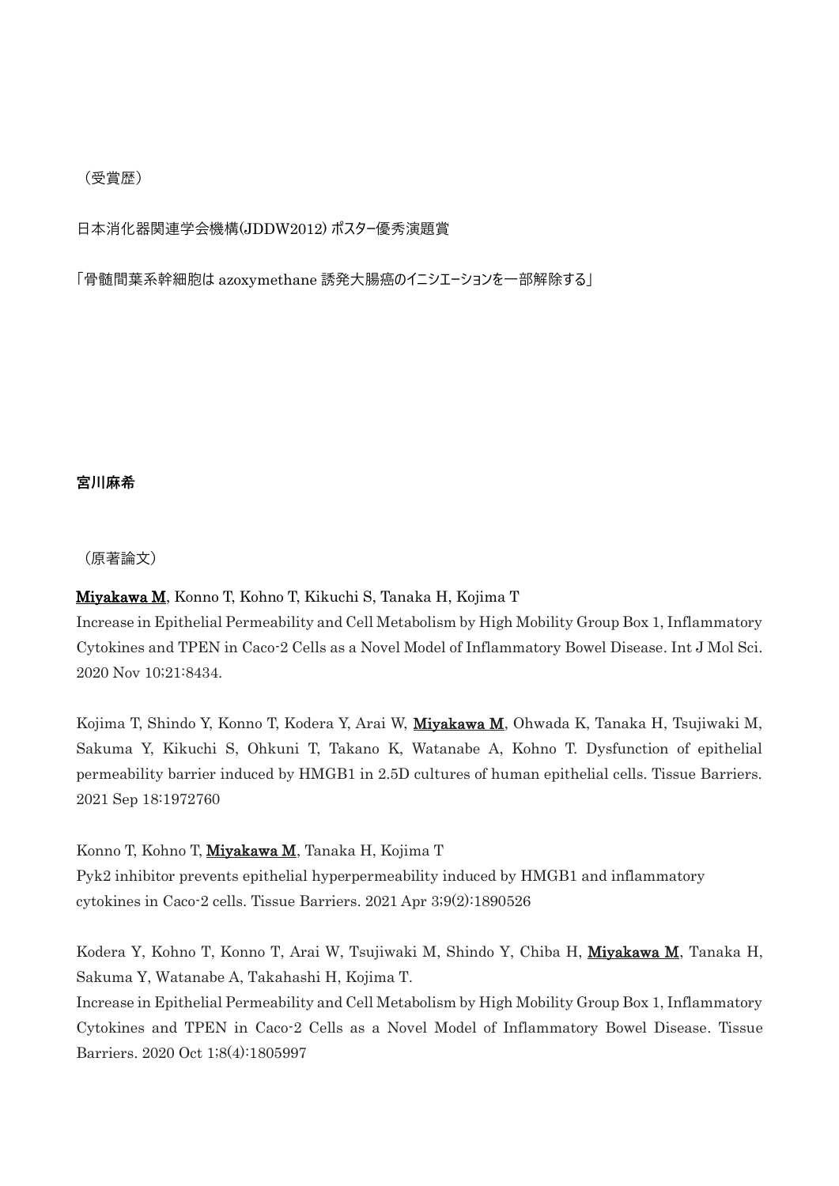（受賞歴）

日本消化器関連学会機構(JDDW2012) ポスター優秀演題賞

「骨髄間葉系幹細胞は azoxymethane 誘発大腸癌のイニシエーションを一部解除する」

**宮川麻希**

（原著論文）

**Miyakawa M**, Konno T, Kohno T, Kikuchi S, Tanaka H, Kojima T
Increase in Epithelial Permeability and Cell Metabolism by High Mobility Group Box 1, Inflammatory Cytokines and TPEN in Caco-2 Cells as a Novel Model of Inflammatory Bowel Disease. Int J Mol Sci. 2020 Nov 10;21:8434.

Kojima T, Shindo Y, Konno T, Kodera Y, Arai W, **Miyakawa M**, Ohwada K, Tanaka H, Tsujiwaki M, Sakuma Y, Kikuchi S, Ohkuni T, Takano K, Watanabe A, Kohno T. Dysfunction of epithelial permeability barrier induced by HMGB1 in 2.5D cultures of human epithelial cells. Tissue Barriers. 2021 Sep 18:1972760

Konno T, Kohno T, **Miyakawa M**, Tanaka H, Kojima T
Pyk2 inhibitor prevents epithelial hyperpermeability induced by HMGB1 and inflammatory cytokines in Caco-2 cells. Tissue Barriers. 2021 Apr 3;9(2):1890526

Kodera Y, Kohno T, Konno T, Arai W, Tsujiwaki M, Shindo Y, Chiba H, **Miyakawa M**, Tanaka H, Sakuma Y, Watanabe A, Takahashi H, Kojima T.
Increase in Epithelial Permeability and Cell Metabolism by High Mobility Group Box 1, Inflammatory Cytokines and TPEN in Caco-2 Cells as a Novel Model of Inflammatory Bowel Disease. Tissue Barriers. 2020 Oct 1;8(4):1805997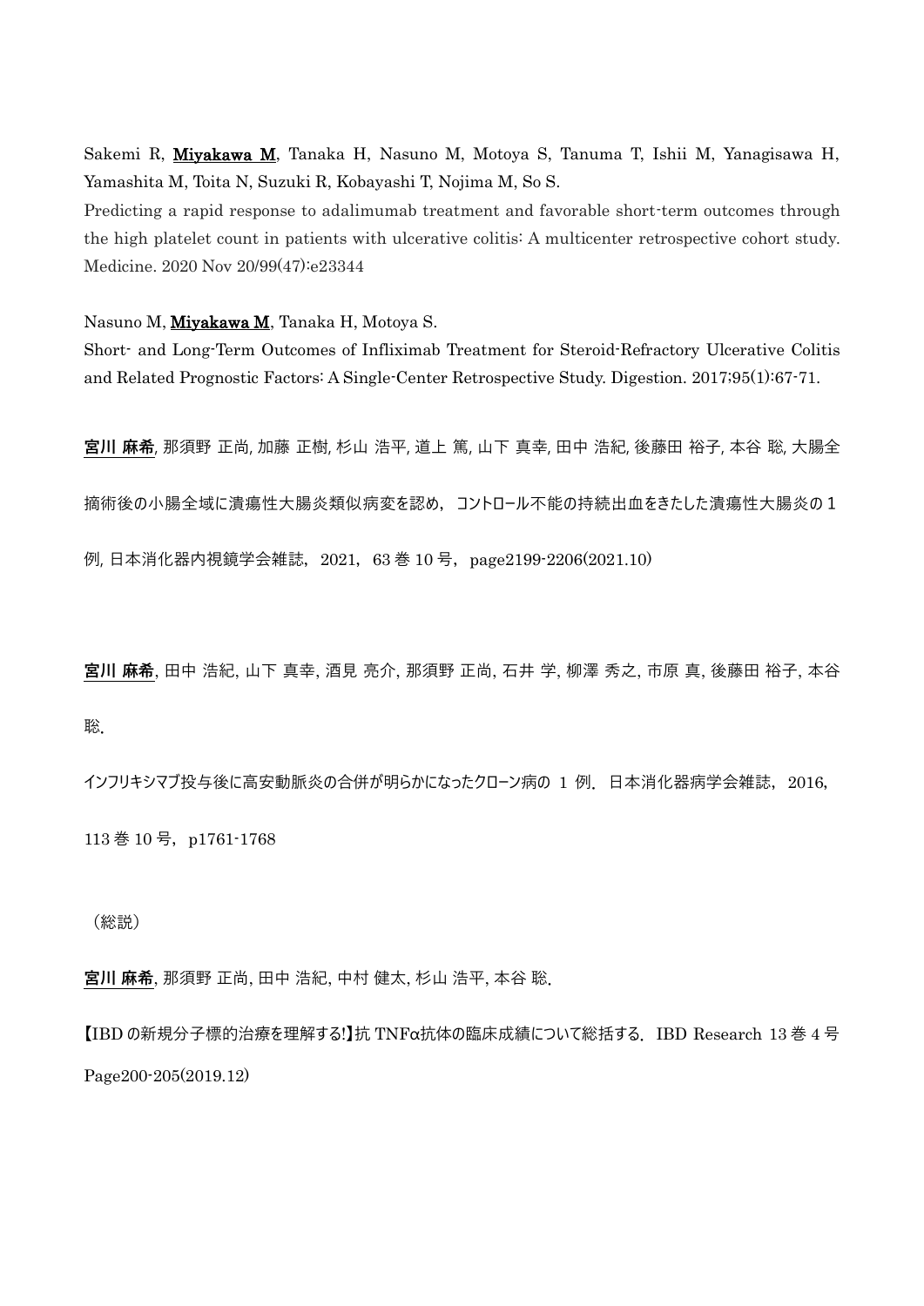Sakemi R, **Miyakawa M**, Tanaka H, Nasuno M, Motoya S, Tanuma T, Ishii M, Yanagisawa H, Yamashita M, Toita N, Suzuki R, Kobayashi T, Nojima M, So S.

Predicting a rapid response to adalimumab treatment and favorable short-term outcomes through the high platelet count in patients with ulcerative colitis: A multicenter retrospective cohort study. Medicine. 2020 Nov 20/99(47):e23344

Nasuno M, **Miyakawa M**, Tanaka H, Motoya S.

Short- and Long-Term Outcomes of Infliximab Treatment for Steroid-Refractory Ulcerative Colitis and Related Prognostic Factors: A Single-Center Retrospective Study. Digestion. 2017;95(1):67-71.

**宮川 麻希**, 那須野 正尚, 加藤 正樹, 杉山 浩平, 道上 篤, 山下 真幸, 田中 浩紀, 後藤田 裕子, 本谷 聡, 大腸全摘術後の小腸全域に潰瘍性大腸炎類似病変を認め，コントロール不能の持続出血をきたした潰瘍性大腸炎の１例, 日本消化器内視鏡学会雑誌，2021，63 巻 10 号，page2199-2206(2021.10)

**宮川 麻希**, 田中 浩紀, 山下 真幸, 酒見 亮介, 那須野 正尚, 石井 学, 柳澤 秀之, 市原 真, 後藤田 裕子, 本谷 聡.

インフリキシマブ投与後に高安動脈炎の合併が明らかになったクローン病の 1 例．日本消化器病学会雑誌，2016, 113 巻 10 号，p1761-1768

（総説）

**宮川 麻希**, 那須野 正尚, 田中 浩紀, 中村 健太, 杉山 浩平, 本谷 聡.

【IBD の新規分子標的治療を理解する!】抗 TNFα抗体の臨床成績について総括する．IBD Research 13 巻 4 号 Page200-205(2019.12)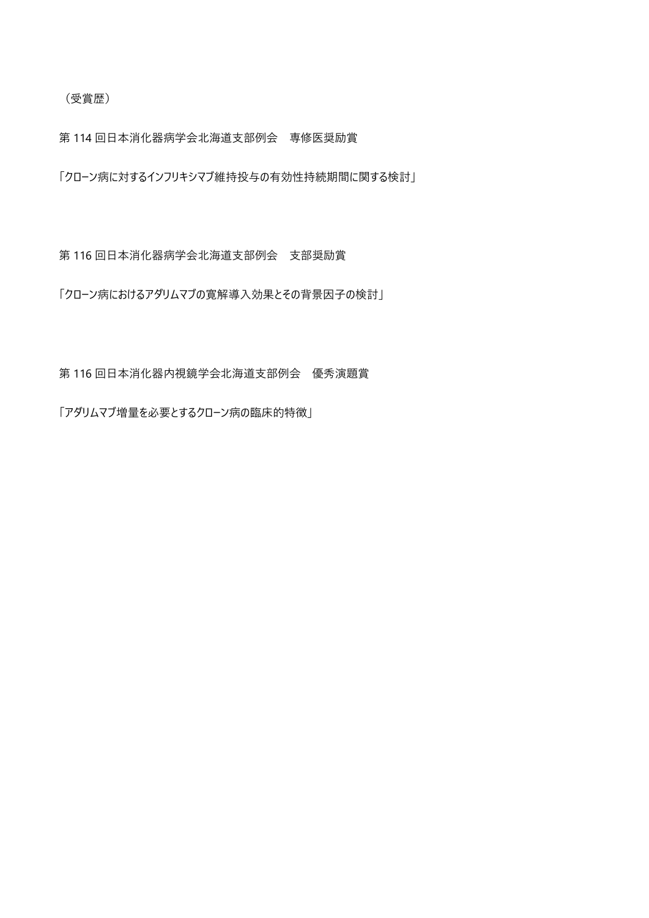（受賞歴）

第 114 回日本消化器病学会北海道支部例会　専修医奨励賞

「クローン病に対するインフリキシマブ維持投与の有効性持続期間に関する検討」

第 116 回日本消化器病学会北海道支部例会　支部奨励賞

「クローン病におけるアダリムマブの寛解導入効果とその背景因子の検討」

第 116 回日本消化器内視鏡学会北海道支部例会　優秀演題賞

「アダリムマブ増量を必要とするクローン病の臨床的特徴」